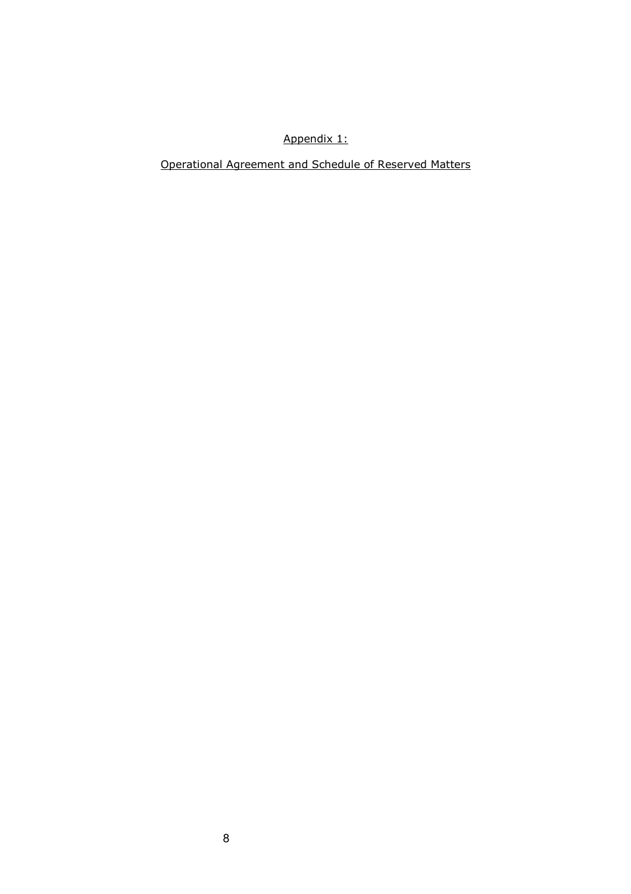# Appendix 1:

## Operational Agreement and Schedule of Reserved Matters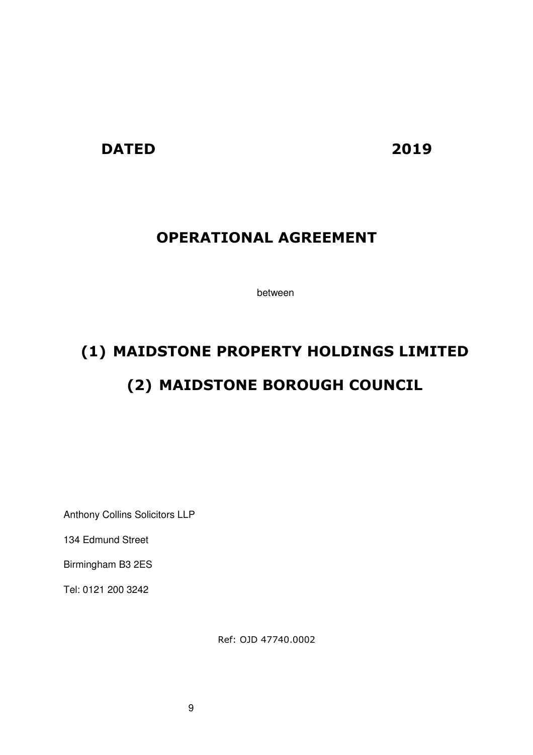**DATED 2019**

# OPERATIONAL AGREEMENT

between

# (1) MAIDSTONE PROPERTY HOLDINGS LIMITED

# (2) MAIDSTONE BOROUGH COUNCIL

Anthony Collins Solicitors LLP

134 Edmund Street

Birmingham B3 2ES

Tel: 0121 200 3242

Ref: OJD 47740.0002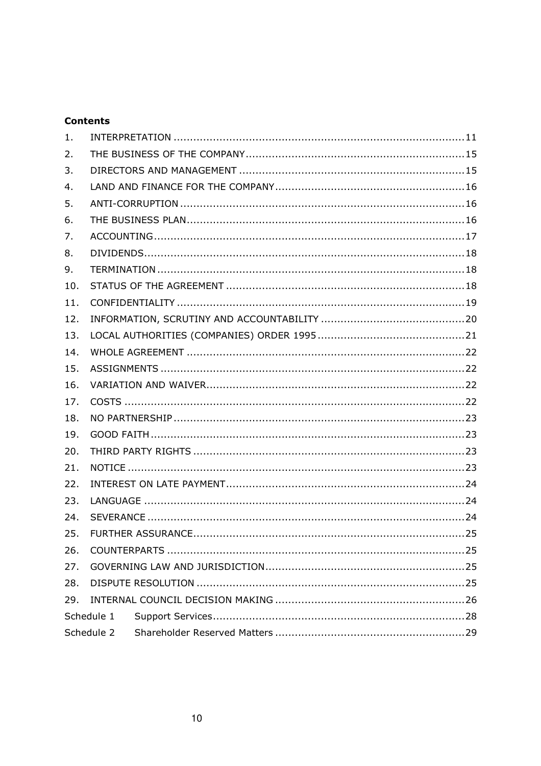**Contents**

| | | |
|---|---|---|
| 1. | INTERPRETATION | 11 |
| 2. | THE BUSINESS OF THE COMPANY | 15 |
| 3. | DIRECTORS AND MANAGEMENT | 15 |
| 4. | LAND AND FINANCE FOR THE COMPANY | 16 |
| 5. | ANTI-CORRUPTION | 16 |
| 6. | THE BUSINESS PLAN | 16 |
| 7. | ACCOUNTING | 17 |
| 8. | DIVIDENDS | 18 |
| 9. | TERMINATION | 18 |
| 10. | STATUS OF THE AGREEMENT | 18 |
| 11. | CONFIDENTIALITY | 19 |
| 12. | INFORMATION, SCRUTINY AND ACCOUNTABILITY | 20 |
| 13. | LOCAL AUTHORITIES (COMPANIES) ORDER 1995 | 21 |
| 14. | WHOLE AGREEMENT | 22 |
| 15. | ASSIGNMENTS | 22 |
| 16. | VARIATION AND WAIVER | 22 |
| 17. | COSTS | 22 |
| 18. | NO PARTNERSHIP | 23 |
| 19. | GOOD FAITH | 23 |
| 20. | THIRD PARTY RIGHTS | 23 |
| 21. | NOTICE | 23 |
| 22. | INTEREST ON LATE PAYMENT | 24 |
| 23. | LANGUAGE | 24 |
| 24. | SEVERANCE | 24 |
| 25. | FURTHER ASSURANCE | 25 |
| 26. | COUNTERPARTS | 25 |
| 27. | GOVERNING LAW AND JURISDICTION | 25 |
| 28. | DISPUTE RESOLUTION | 25 |
| 29. | INTERNAL COUNCIL DECISION MAKING | 26 |
| Schedule 1 | Support Services | 28 |
| Schedule 2 | Shareholder Reserved Matters | 29 |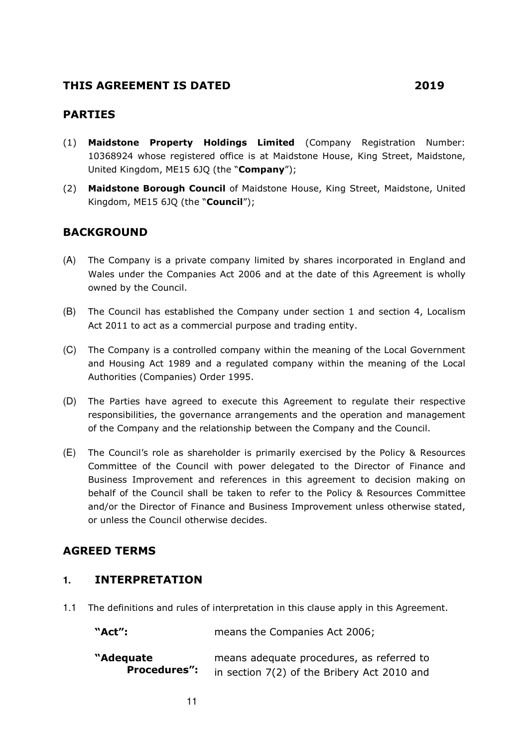## THIS AGREEMENT IS DATED 2019

## PARTIES

(1) **Maidstone Property Holdings Limited** (Company Registration Number: 10368924 whose registered office is at Maidstone House, King Street, Maidstone, United Kingdom, ME15 6JQ (the "**Company**");

(2) **Maidstone Borough Council** of Maidstone House, King Street, Maidstone, United Kingdom, ME15 6JQ (the "**Council**");

## BACKGROUND

(A) The Company is a private company limited by shares incorporated in England and Wales under the Companies Act 2006 and at the date of this Agreement is wholly owned by the Council.

(B) The Council has established the Company under section 1 and section 4, Localism Act 2011 to act as a commercial purpose and trading entity.

(C) The Company is a controlled company within the meaning of the Local Government and Housing Act 1989 and a regulated company within the meaning of the Local Authorities (Companies) Order 1995.

(D) The Parties have agreed to execute this Agreement to regulate their respective responsibilities, the governance arrangements and the operation and management of the Company and the relationship between the Company and the Council.

(E) The Council's role as shareholder is primarily exercised by the Policy & Resources Committee of the Council with power delegated to the Director of Finance and Business Improvement and references in this agreement to decision making on behalf of the Council shall be taken to refer to the Policy & Resources Committee and/or the Director of Finance and Business Improvement unless otherwise stated, or unless the Council otherwise decides.

## AGREED TERMS

### 1. INTERPRETATION

1.1 The definitions and rules of interpretation in this clause apply in this Agreement.

**"Act":** means the Companies Act 2006;

**"Adequate Procedures":** means adequate procedures, as referred to in section 7(2) of the Bribery Act 2010 and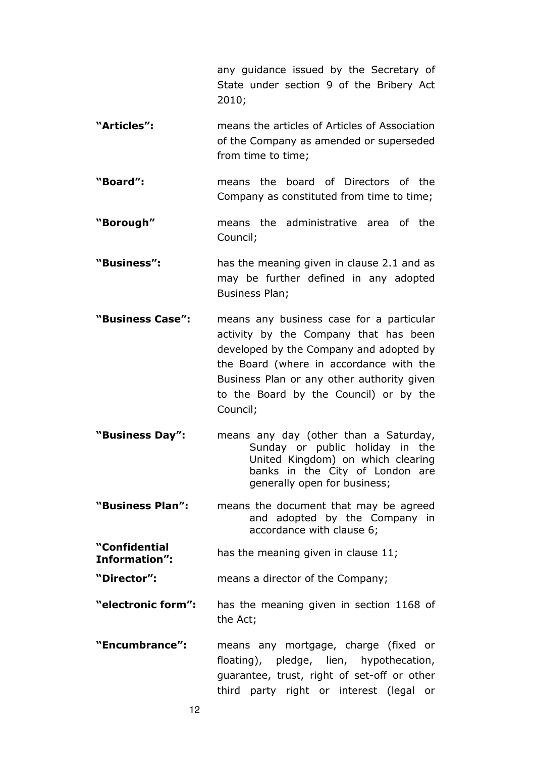any guidance issued by the Secretary of State under section 9 of the Bribery Act 2010;

**"Articles":** means the articles of Articles of Association of the Company as amended or superseded from time to time;

**"Board":** means the board of Directors of the Company as constituted from time to time;

**"Borough"** means the administrative area of the Council;

**"Business":** has the meaning given in clause 2.1 and as may be further defined in any adopted Business Plan;

**"Business Case":** means any business case for a particular activity by the Company that has been developed by the Company and adopted by the Board (where in accordance with the Business Plan or any other authority given to the Board by the Council) or by the Council;

**"Business Day":** means any day (other than a Saturday, Sunday or public holiday in the United Kingdom) on which clearing banks in the City of London are generally open for business;

**"Business Plan":** means the document that may be agreed and adopted by the Company in accordance with clause 6;

**"Confidential Information":** has the meaning given in clause 11;

**"Director":** means a director of the Company;

**"electronic form":** has the meaning given in section 1168 of the Act;

**"Encumbrance":** means any mortgage, charge (fixed or floating), pledge, lien, hypothecation, guarantee, trust, right of set-off or other third party right or interest (legal or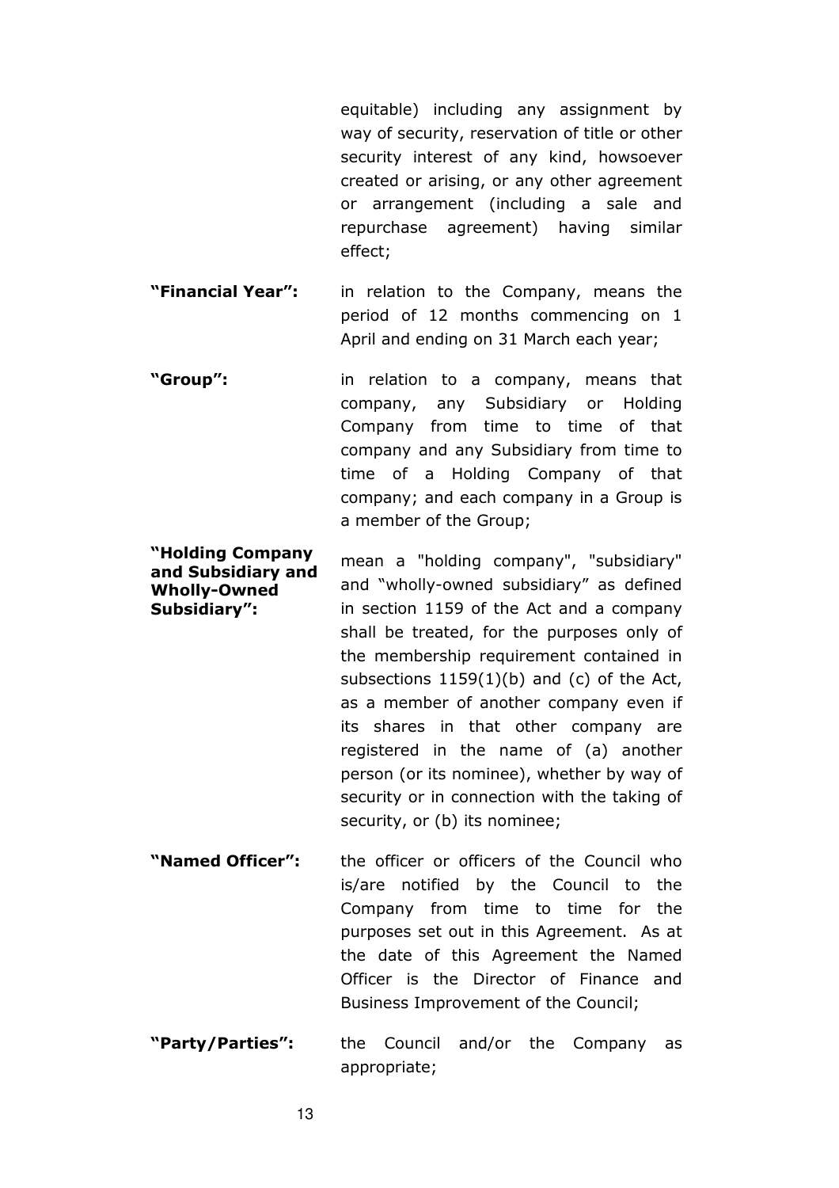equitable) including any assignment by way of security, reservation of title or other security interest of any kind, howsoever created or arising, or any other agreement or arrangement (including a sale and repurchase agreement) having similar effect;

**"Financial Year":** in relation to the Company, means the period of 12 months commencing on 1 April and ending on 31 March each year;

**"Group":** in relation to a company, means that company, any Subsidiary or Holding Company from time to time of that company and any Subsidiary from time to time of a Holding Company of that company; and each company in a Group is a member of the Group;

**"Holding Company and Subsidiary and Wholly-Owned Subsidiary":** mean a "holding company", "subsidiary" and "wholly-owned subsidiary" as defined in section 1159 of the Act and a company shall be treated, for the purposes only of the membership requirement contained in subsections 1159(1)(b) and (c) of the Act, as a member of another company even if its shares in that other company are registered in the name of (a) another person (or its nominee), whether by way of security or in connection with the taking of security, or (b) its nominee;

**"Named Officer":** the officer or officers of the Council who is/are notified by the Council to the Company from time to time for the purposes set out in this Agreement. As at the date of this Agreement the Named Officer is the Director of Finance and Business Improvement of the Council;

**"Party/Parties":** the Council and/or the Company as appropriate;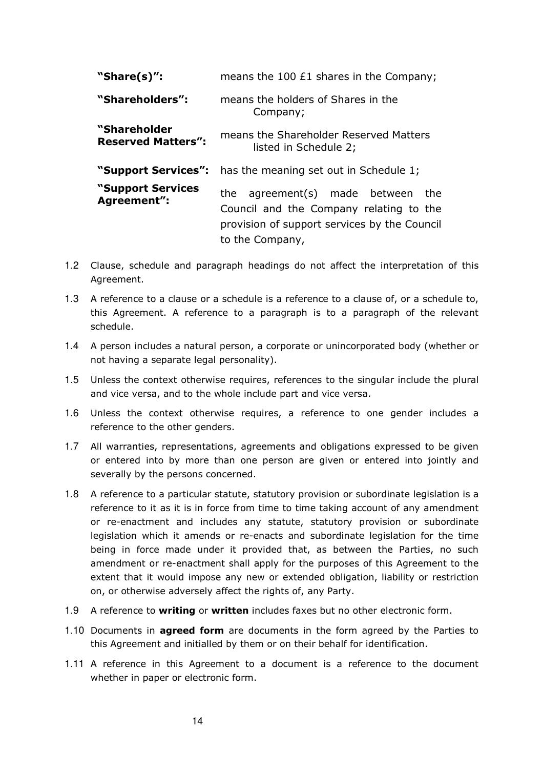| | |
|---|---|
| **"Share(s)":** | means the 100 £1 shares in the Company; |
| **"Shareholders":** | means the holders of Shares in the Company; |
| **"Shareholder Reserved Matters":** | means the Shareholder Reserved Matters listed in Schedule 2; |
| **"Support Services":** | has the meaning set out in Schedule 1; |
| **"Support Services Agreement":** | the agreement(s) made between the Council and the Company relating to the provision of support services by the Council to the Company, |

1.2 Clause, schedule and paragraph headings do not affect the interpretation of this Agreement.

1.3 A reference to a clause or a schedule is a reference to a clause of, or a schedule to, this Agreement. A reference to a paragraph is to a paragraph of the relevant schedule.

1.4 A person includes a natural person, a corporate or unincorporated body (whether or not having a separate legal personality).

1.5 Unless the context otherwise requires, references to the singular include the plural and vice versa, and to the whole include part and vice versa.

1.6 Unless the context otherwise requires, a reference to one gender includes a reference to the other genders.

1.7 All warranties, representations, agreements and obligations expressed to be given or entered into by more than one person are given or entered into jointly and severally by the persons concerned.

1.8 A reference to a particular statute, statutory provision or subordinate legislation is a reference to it as it is in force from time to time taking account of any amendment or re-enactment and includes any statute, statutory provision or subordinate legislation which it amends or re-enacts and subordinate legislation for the time being in force made under it provided that, as between the Parties, no such amendment or re-enactment shall apply for the purposes of this Agreement to the extent that it would impose any new or extended obligation, liability or restriction on, or otherwise adversely affect the rights of, any Party.

1.9 A reference to **writing** or **written** includes faxes but no other electronic form.

1.10 Documents in **agreed form** are documents in the form agreed by the Parties to this Agreement and initialled by them or on their behalf for identification.

1.11 A reference in this Agreement to a document is a reference to the document whether in paper or electronic form.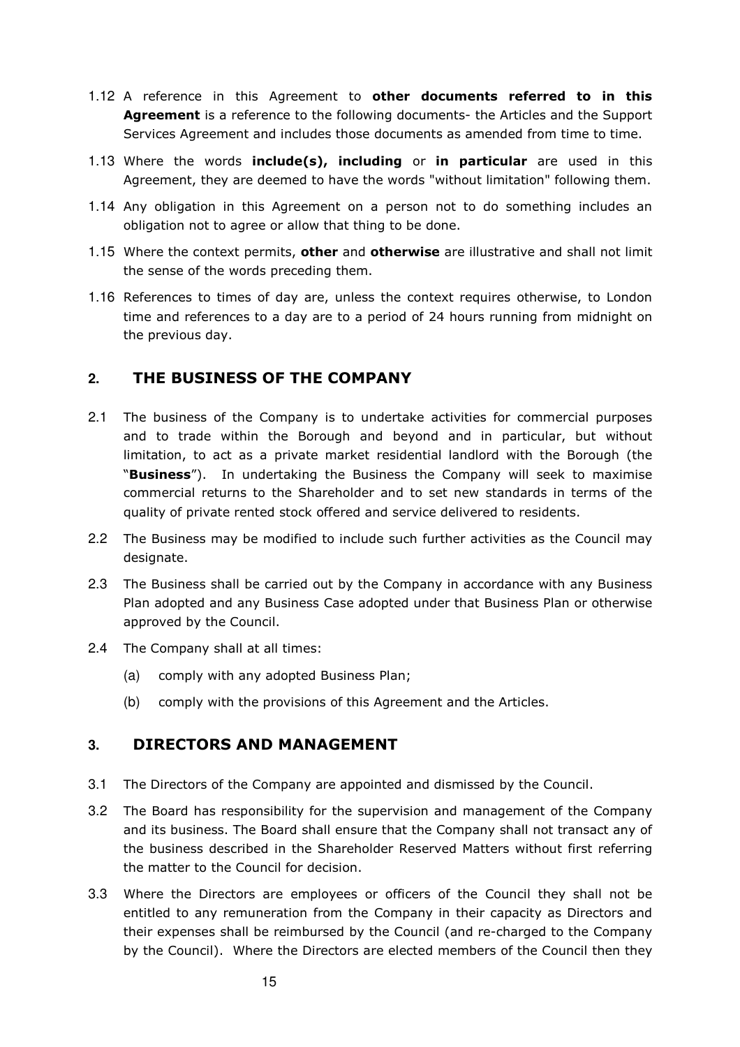1.12 A reference in this Agreement to **other documents referred to in this Agreement** is a reference to the following documents- the Articles and the Support Services Agreement and includes those documents as amended from time to time.

1.13 Where the words **include(s), including** or **in particular** are used in this Agreement, they are deemed to have the words "without limitation" following them.

1.14 Any obligation in this Agreement on a person not to do something includes an obligation not to agree or allow that thing to be done.

1.15 Where the context permits, **other** and **otherwise** are illustrative and shall not limit the sense of the words preceding them.

1.16 References to times of day are, unless the context requires otherwise, to London time and references to a day are to a period of 24 hours running from midnight on the previous day.

## 2. THE BUSINESS OF THE COMPANY

2.1 The business of the Company is to undertake activities for commercial purposes and to trade within the Borough and beyond and in particular, but without limitation, to act as a private market residential landlord with the Borough (the "**Business**"). In undertaking the Business the Company will seek to maximise commercial returns to the Shareholder and to set new standards in terms of the quality of private rented stock offered and service delivered to residents.

2.2 The Business may be modified to include such further activities as the Council may designate.

2.3 The Business shall be carried out by the Company in accordance with any Business Plan adopted and any Business Case adopted under that Business Plan or otherwise approved by the Council.

2.4 The Company shall at all times:

(a) comply with any adopted Business Plan;

(b) comply with the provisions of this Agreement and the Articles.

## 3. DIRECTORS AND MANAGEMENT

3.1 The Directors of the Company are appointed and dismissed by the Council.

3.2 The Board has responsibility for the supervision and management of the Company and its business. The Board shall ensure that the Company shall not transact any of the business described in the Shareholder Reserved Matters without first referring the matter to the Council for decision.

3.3 Where the Directors are employees or officers of the Council they shall not be entitled to any remuneration from the Company in their capacity as Directors and their expenses shall be reimbursed by the Council (and re-charged to the Company by the Council). Where the Directors are elected members of the Council then they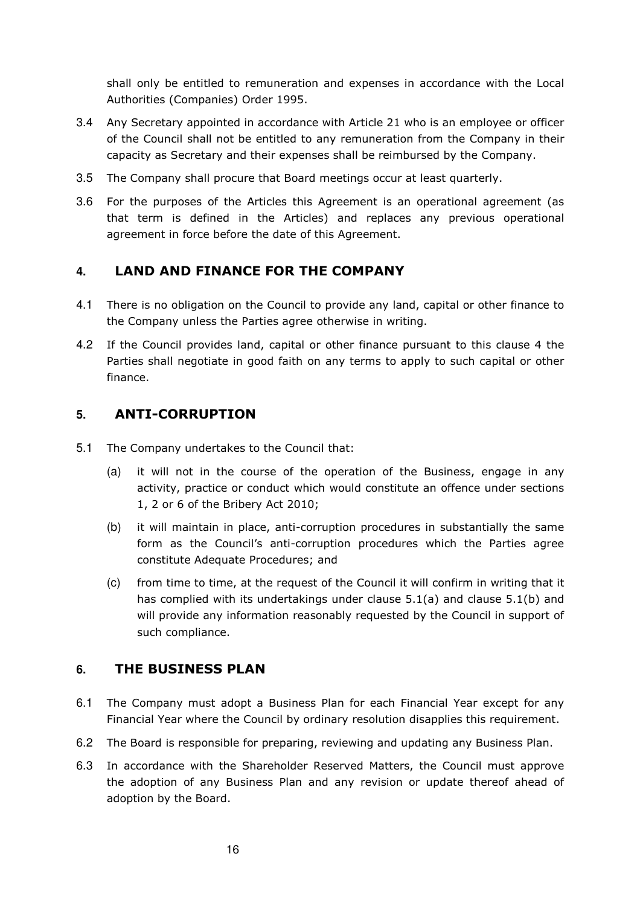shall only be entitled to remuneration and expenses in accordance with the Local Authorities (Companies) Order 1995.

3.4 Any Secretary appointed in accordance with Article 21 who is an employee or officer of the Council shall not be entitled to any remuneration from the Company in their capacity as Secretary and their expenses shall be reimbursed by the Company.

3.5 The Company shall procure that Board meetings occur at least quarterly.

3.6 For the purposes of the Articles this Agreement is an operational agreement (as that term is defined in the Articles) and replaces any previous operational agreement in force before the date of this Agreement.

## 4. LAND AND FINANCE FOR THE COMPANY

4.1 There is no obligation on the Council to provide any land, capital or other finance to the Company unless the Parties agree otherwise in writing.

4.2 If the Council provides land, capital or other finance pursuant to this clause 4 the Parties shall negotiate in good faith on any terms to apply to such capital or other finance.

## 5. ANTI-CORRUPTION

5.1 The Company undertakes to the Council that:

(a) it will not in the course of the operation of the Business, engage in any activity, practice or conduct which would constitute an offence under sections 1, 2 or 6 of the Bribery Act 2010;

(b) it will maintain in place, anti-corruption procedures in substantially the same form as the Council's anti-corruption procedures which the Parties agree constitute Adequate Procedures; and

(c) from time to time, at the request of the Council it will confirm in writing that it has complied with its undertakings under clause 5.1(a) and clause 5.1(b) and will provide any information reasonably requested by the Council in support of such compliance.

## 6. THE BUSINESS PLAN

6.1 The Company must adopt a Business Plan for each Financial Year except for any Financial Year where the Council by ordinary resolution disapplies this requirement.

6.2 The Board is responsible for preparing, reviewing and updating any Business Plan.

6.3 In accordance with the Shareholder Reserved Matters, the Council must approve the adoption of any Business Plan and any revision or update thereof ahead of adoption by the Board.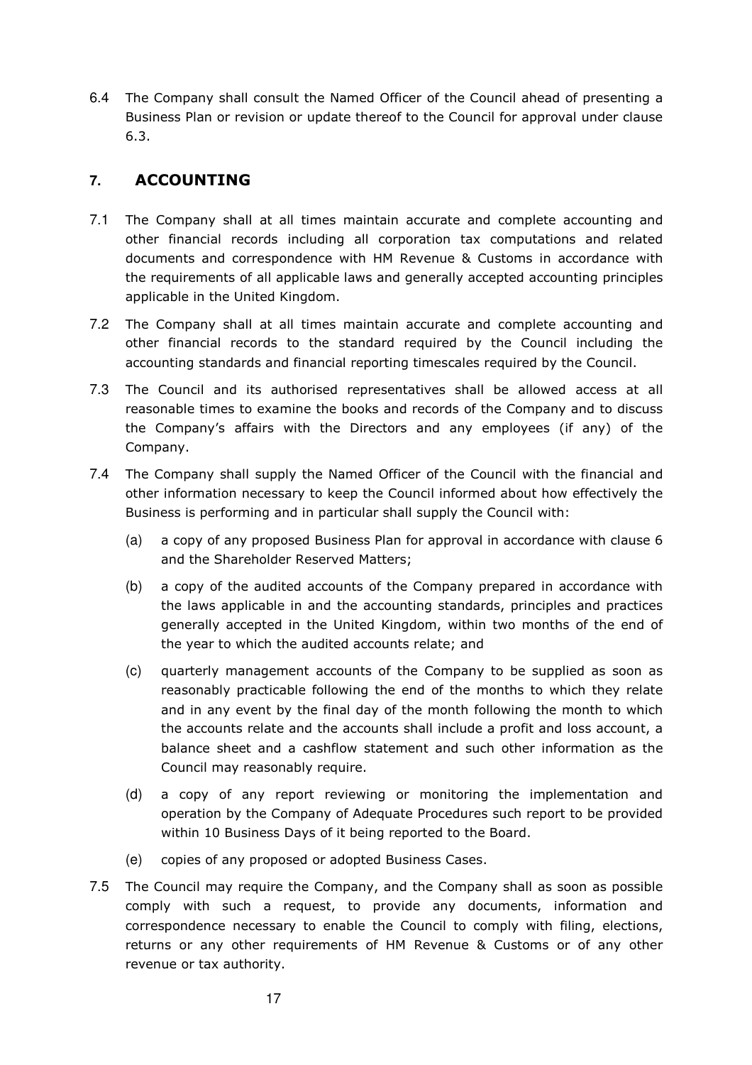6.4 The Company shall consult the Named Officer of the Council ahead of presenting a Business Plan or revision or update thereof to the Council for approval under clause 6.3.

## 7. ACCOUNTING

7.1 The Company shall at all times maintain accurate and complete accounting and other financial records including all corporation tax computations and related documents and correspondence with HM Revenue & Customs in accordance with the requirements of all applicable laws and generally accepted accounting principles applicable in the United Kingdom.

7.2 The Company shall at all times maintain accurate and complete accounting and other financial records to the standard required by the Council including the accounting standards and financial reporting timescales required by the Council.

7.3 The Council and its authorised representatives shall be allowed access at all reasonable times to examine the books and records of the Company and to discuss the Company's affairs with the Directors and any employees (if any) of the Company.

7.4 The Company shall supply the Named Officer of the Council with the financial and other information necessary to keep the Council informed about how effectively the Business is performing and in particular shall supply the Council with:

(a) a copy of any proposed Business Plan for approval in accordance with clause 6 and the Shareholder Reserved Matters;

(b) a copy of the audited accounts of the Company prepared in accordance with the laws applicable in and the accounting standards, principles and practices generally accepted in the United Kingdom, within two months of the end of the year to which the audited accounts relate; and

(c) quarterly management accounts of the Company to be supplied as soon as reasonably practicable following the end of the months to which they relate and in any event by the final day of the month following the month to which the accounts relate and the accounts shall include a profit and loss account, a balance sheet and a cashflow statement and such other information as the Council may reasonably require.

(d) a copy of any report reviewing or monitoring the implementation and operation by the Company of Adequate Procedures such report to be provided within 10 Business Days of it being reported to the Board.

(e) copies of any proposed or adopted Business Cases.

7.5 The Council may require the Company, and the Company shall as soon as possible comply with such a request, to provide any documents, information and correspondence necessary to enable the Council to comply with filing, elections, returns or any other requirements of HM Revenue & Customs or of any other revenue or tax authority.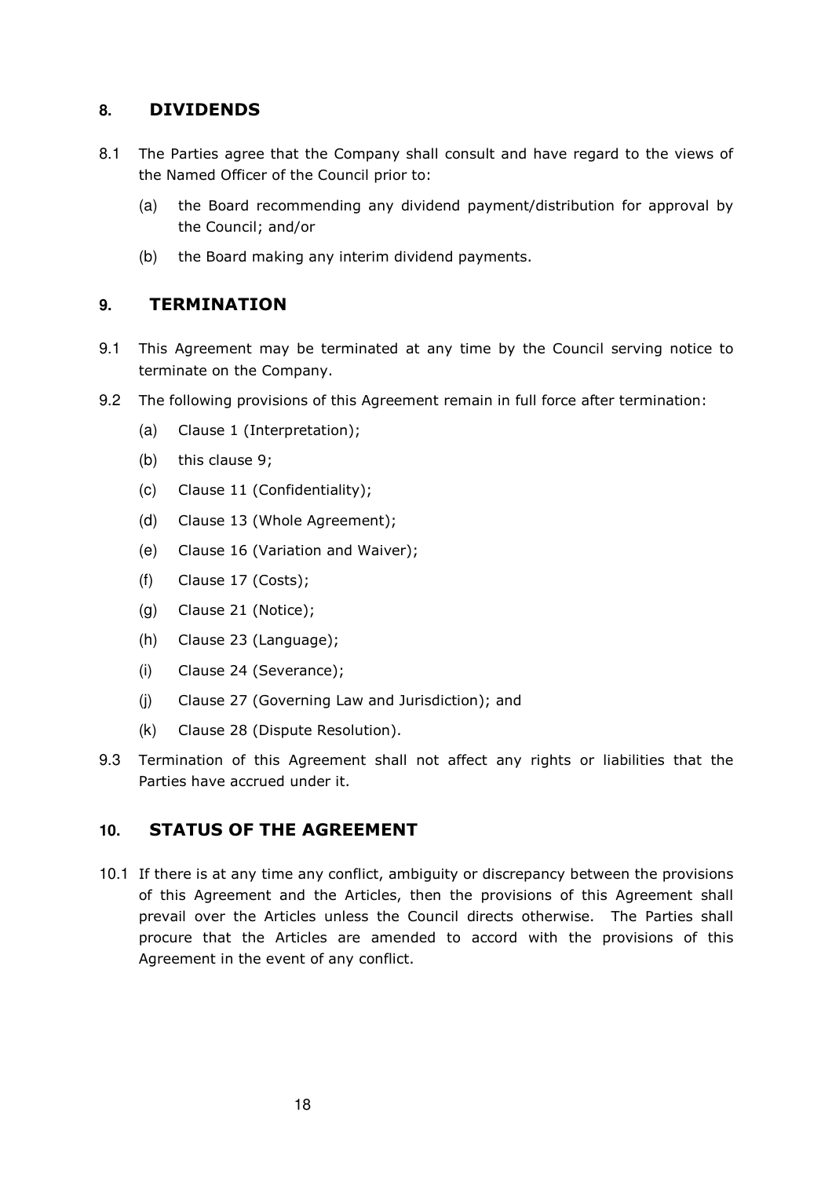## 8. DIVIDENDS

8.1 The Parties agree that the Company shall consult and have regard to the views of the Named Officer of the Council prior to:

(a) the Board recommending any dividend payment/distribution for approval by the Council; and/or

(b) the Board making any interim dividend payments.

## 9. TERMINATION

9.1 This Agreement may be terminated at any time by the Council serving notice to terminate on the Company.

9.2 The following provisions of this Agreement remain in full force after termination:

(a) Clause 1 (Interpretation);

(b) this clause 9;

(c) Clause 11 (Confidentiality);

(d) Clause 13 (Whole Agreement);

(e) Clause 16 (Variation and Waiver);

(f) Clause 17 (Costs);

(g) Clause 21 (Notice);

(h) Clause 23 (Language);

(i) Clause 24 (Severance);

(j) Clause 27 (Governing Law and Jurisdiction); and

(k) Clause 28 (Dispute Resolution).

9.3 Termination of this Agreement shall not affect any rights or liabilities that the Parties have accrued under it.

## 10. STATUS OF THE AGREEMENT

10.1 If there is at any time any conflict, ambiguity or discrepancy between the provisions of this Agreement and the Articles, then the provisions of this Agreement shall prevail over the Articles unless the Council directs otherwise. The Parties shall procure that the Articles are amended to accord with the provisions of this Agreement in the event of any conflict.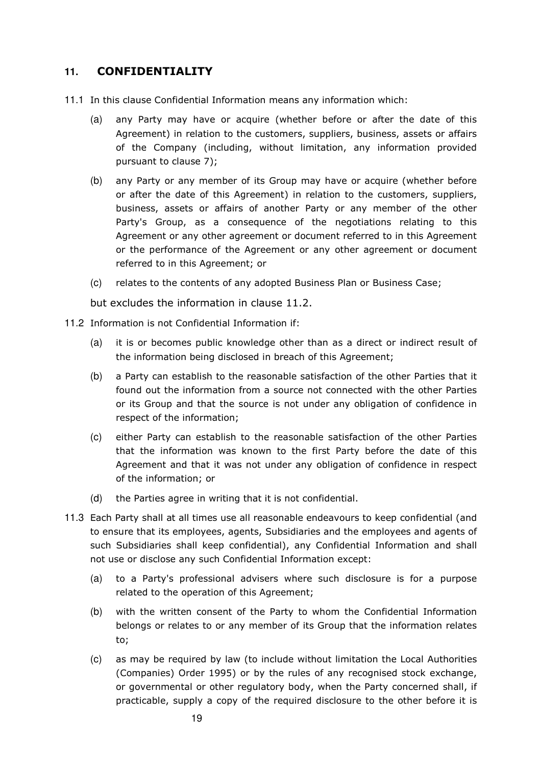## 11. CONFIDENTIALITY

11.1 In this clause Confidential Information means any information which:

(a) any Party may have or acquire (whether before or after the date of this Agreement) in relation to the customers, suppliers, business, assets or affairs of the Company (including, without limitation, any information provided pursuant to clause 7);

(b) any Party or any member of its Group may have or acquire (whether before or after the date of this Agreement) in relation to the customers, suppliers, business, assets or affairs of another Party or any member of the other Party's Group, as a consequence of the negotiations relating to this Agreement or any other agreement or document referred to in this Agreement or the performance of the Agreement or any other agreement or document referred to in this Agreement; or

(c) relates to the contents of any adopted Business Plan or Business Case;

but excludes the information in clause 11.2.

11.2 Information is not Confidential Information if:

(a) it is or becomes public knowledge other than as a direct or indirect result of the information being disclosed in breach of this Agreement;

(b) a Party can establish to the reasonable satisfaction of the other Parties that it found out the information from a source not connected with the other Parties or its Group and that the source is not under any obligation of confidence in respect of the information;

(c) either Party can establish to the reasonable satisfaction of the other Parties that the information was known to the first Party before the date of this Agreement and that it was not under any obligation of confidence in respect of the information; or

(d) the Parties agree in writing that it is not confidential.

11.3 Each Party shall at all times use all reasonable endeavours to keep confidential (and to ensure that its employees, agents, Subsidiaries and the employees and agents of such Subsidiaries shall keep confidential), any Confidential Information and shall not use or disclose any such Confidential Information except:

(a) to a Party's professional advisers where such disclosure is for a purpose related to the operation of this Agreement;

(b) with the written consent of the Party to whom the Confidential Information belongs or relates to or any member of its Group that the information relates to;

(c) as may be required by law (to include without limitation the Local Authorities (Companies) Order 1995) or by the rules of any recognised stock exchange, or governmental or other regulatory body, when the Party concerned shall, if practicable, supply a copy of the required disclosure to the other before it is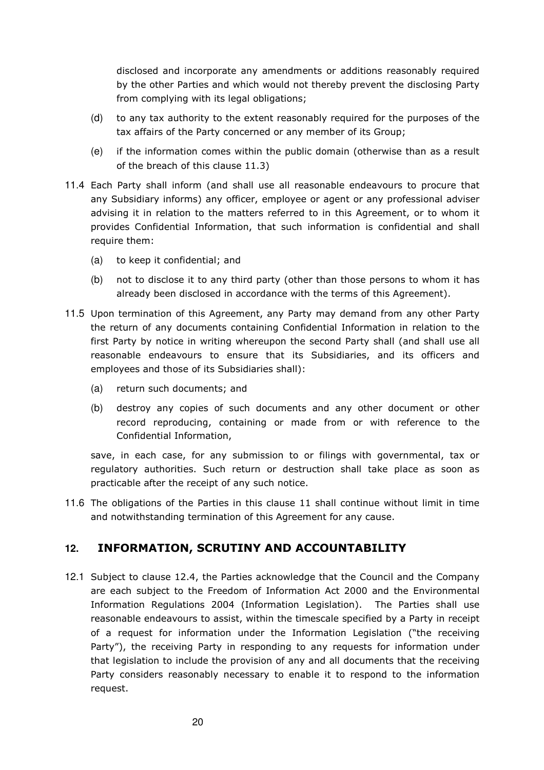disclosed and incorporate any amendments or additions reasonably required by the other Parties and which would not thereby prevent the disclosing Party from complying with its legal obligations;

(d) to any tax authority to the extent reasonably required for the purposes of the tax affairs of the Party concerned or any member of its Group;

(e) if the information comes within the public domain (otherwise than as a result of the breach of this clause 11.3)

11.4 Each Party shall inform (and shall use all reasonable endeavours to procure that any Subsidiary informs) any officer, employee or agent or any professional adviser advising it in relation to the matters referred to in this Agreement, or to whom it provides Confidential Information, that such information is confidential and shall require them:

(a) to keep it confidential; and

(b) not to disclose it to any third party (other than those persons to whom it has already been disclosed in accordance with the terms of this Agreement).

11.5 Upon termination of this Agreement, any Party may demand from any other Party the return of any documents containing Confidential Information in relation to the first Party by notice in writing whereupon the second Party shall (and shall use all reasonable endeavours to ensure that its Subsidiaries, and its officers and employees and those of its Subsidiaries shall):

(a) return such documents; and

(b) destroy any copies of such documents and any other document or other record reproducing, containing or made from or with reference to the Confidential Information,

save, in each case, for any submission to or filings with governmental, tax or regulatory authorities. Such return or destruction shall take place as soon as practicable after the receipt of any such notice.

11.6 The obligations of the Parties in this clause 11 shall continue without limit in time and notwithstanding termination of this Agreement for any cause.

## 12. INFORMATION, SCRUTINY AND ACCOUNTABILITY

12.1 Subject to clause 12.4, the Parties acknowledge that the Council and the Company are each subject to the Freedom of Information Act 2000 and the Environmental Information Regulations 2004 (Information Legislation). The Parties shall use reasonable endeavours to assist, within the timescale specified by a Party in receipt of a request for information under the Information Legislation ("the receiving Party"), the receiving Party in responding to any requests for information under that legislation to include the provision of any and all documents that the receiving Party considers reasonably necessary to enable it to respond to the information request.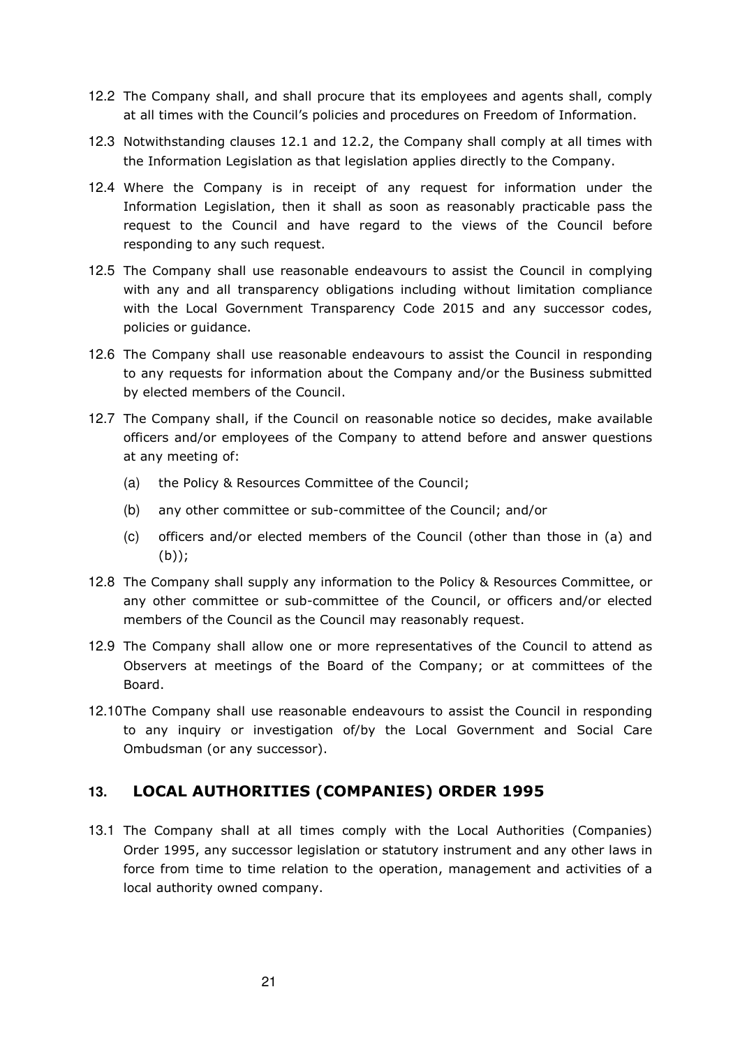12.2 The Company shall, and shall procure that its employees and agents shall, comply at all times with the Council's policies and procedures on Freedom of Information.

12.3 Notwithstanding clauses 12.1 and 12.2, the Company shall comply at all times with the Information Legislation as that legislation applies directly to the Company.

12.4 Where the Company is in receipt of any request for information under the Information Legislation, then it shall as soon as reasonably practicable pass the request to the Council and have regard to the views of the Council before responding to any such request.

12.5 The Company shall use reasonable endeavours to assist the Council in complying with any and all transparency obligations including without limitation compliance with the Local Government Transparency Code 2015 and any successor codes, policies or guidance.

12.6 The Company shall use reasonable endeavours to assist the Council in responding to any requests for information about the Company and/or the Business submitted by elected members of the Council.

12.7 The Company shall, if the Council on reasonable notice so decides, make available officers and/or employees of the Company to attend before and answer questions at any meeting of:

(a) the Policy & Resources Committee of the Council;

(b) any other committee or sub-committee of the Council; and/or

(c) officers and/or elected members of the Council (other than those in (a) and (b));

12.8 The Company shall supply any information to the Policy & Resources Committee, or any other committee or sub-committee of the Council, or officers and/or elected members of the Council as the Council may reasonably request.

12.9 The Company shall allow one or more representatives of the Council to attend as Observers at meetings of the Board of the Company; or at committees of the Board.

12.10 The Company shall use reasonable endeavours to assist the Council in responding to any inquiry or investigation of/by the Local Government and Social Care Ombudsman (or any successor).

## 13. LOCAL AUTHORITIES (COMPANIES) ORDER 1995

13.1 The Company shall at all times comply with the Local Authorities (Companies) Order 1995, any successor legislation or statutory instrument and any other laws in force from time to time relation to the operation, management and activities of a local authority owned company.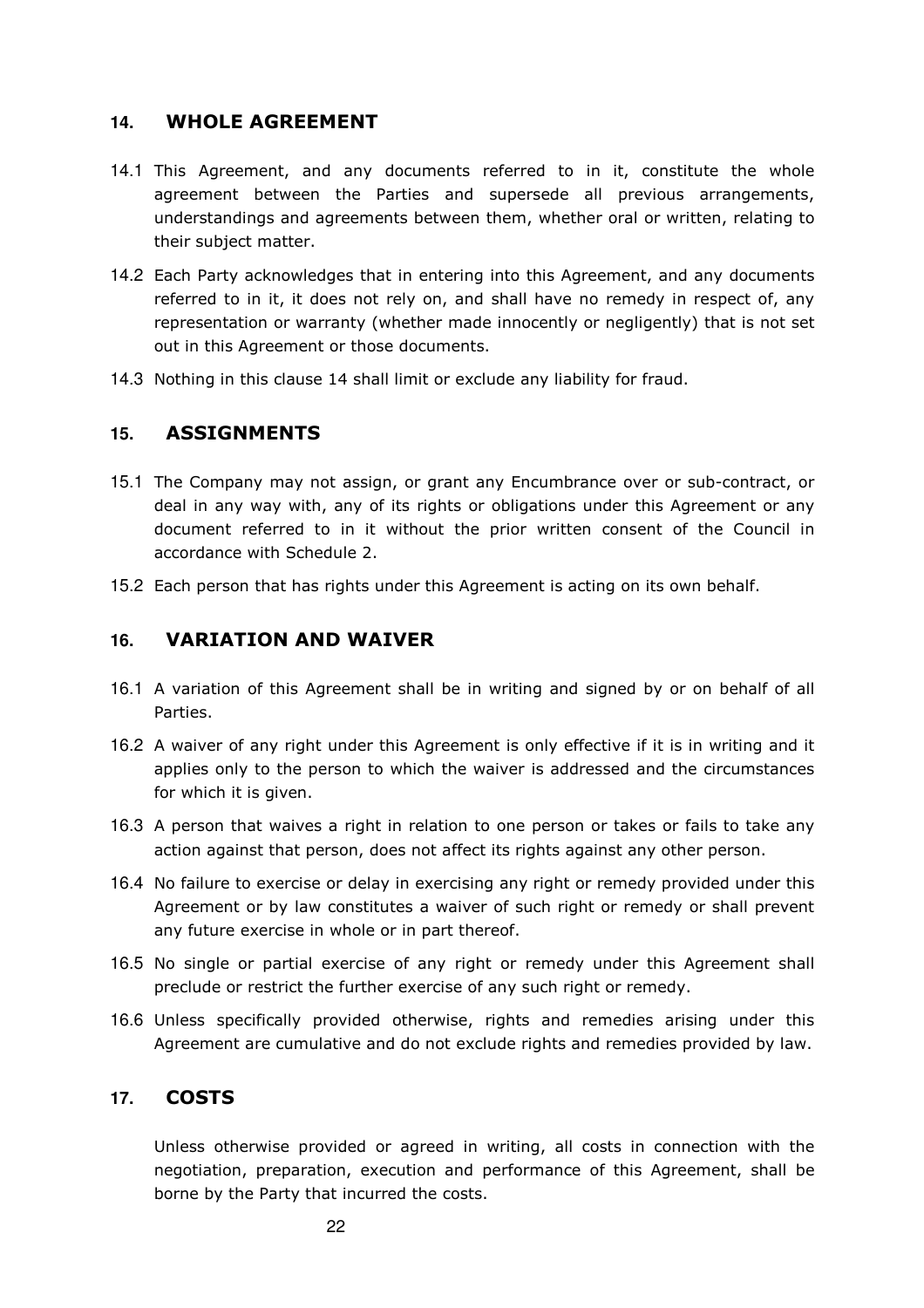## 14. WHOLE AGREEMENT

14.1 This Agreement, and any documents referred to in it, constitute the whole agreement between the Parties and supersede all previous arrangements, understandings and agreements between them, whether oral or written, relating to their subject matter.

14.2 Each Party acknowledges that in entering into this Agreement, and any documents referred to in it, it does not rely on, and shall have no remedy in respect of, any representation or warranty (whether made innocently or negligently) that is not set out in this Agreement or those documents.

14.3 Nothing in this clause 14 shall limit or exclude any liability for fraud.

## 15. ASSIGNMENTS

15.1 The Company may not assign, or grant any Encumbrance over or sub-contract, or deal in any way with, any of its rights or obligations under this Agreement or any document referred to in it without the prior written consent of the Council in accordance with Schedule 2.

15.2 Each person that has rights under this Agreement is acting on its own behalf.

## 16. VARIATION AND WAIVER

16.1 A variation of this Agreement shall be in writing and signed by or on behalf of all Parties.

16.2 A waiver of any right under this Agreement is only effective if it is in writing and it applies only to the person to which the waiver is addressed and the circumstances for which it is given.

16.3 A person that waives a right in relation to one person or takes or fails to take any action against that person, does not affect its rights against any other person.

16.4 No failure to exercise or delay in exercising any right or remedy provided under this Agreement or by law constitutes a waiver of such right or remedy or shall prevent any future exercise in whole or in part thereof.

16.5 No single or partial exercise of any right or remedy under this Agreement shall preclude or restrict the further exercise of any such right or remedy.

16.6 Unless specifically provided otherwise, rights and remedies arising under this Agreement are cumulative and do not exclude rights and remedies provided by law.

## 17. COSTS

Unless otherwise provided or agreed in writing, all costs in connection with the negotiation, preparation, execution and performance of this Agreement, shall be borne by the Party that incurred the costs.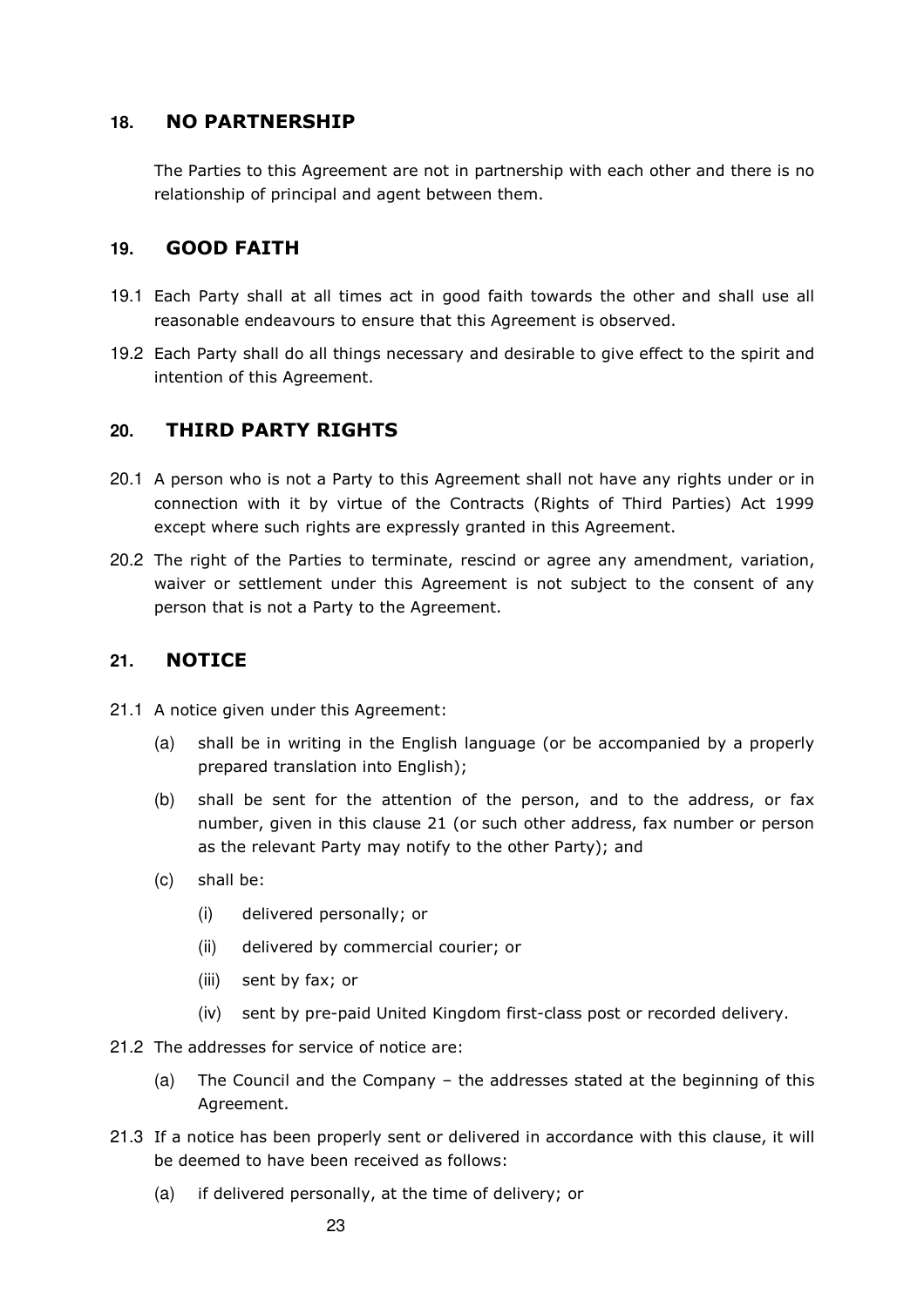## 18. NO PARTNERSHIP

The Parties to this Agreement are not in partnership with each other and there is no relationship of principal and agent between them.

## 19. GOOD FAITH

19.1 Each Party shall at all times act in good faith towards the other and shall use all reasonable endeavours to ensure that this Agreement is observed.

19.2 Each Party shall do all things necessary and desirable to give effect to the spirit and intention of this Agreement.

## 20. THIRD PARTY RIGHTS

20.1 A person who is not a Party to this Agreement shall not have any rights under or in connection with it by virtue of the Contracts (Rights of Third Parties) Act 1999 except where such rights are expressly granted in this Agreement.

20.2 The right of the Parties to terminate, rescind or agree any amendment, variation, waiver or settlement under this Agreement is not subject to the consent of any person that is not a Party to the Agreement.

## 21. NOTICE

21.1 A notice given under this Agreement:

- (a) shall be in writing in the English language (or be accompanied by a properly prepared translation into English);
- (b) shall be sent for the attention of the person, and to the address, or fax number, given in this clause 21 (or such other address, fax number or person as the relevant Party may notify to the other Party); and
- (c) shall be:
  - (i) delivered personally; or
  - (ii) delivered by commercial courier; or
  - (iii) sent by fax; or
  - (iv) sent by pre-paid United Kingdom first-class post or recorded delivery.

21.2 The addresses for service of notice are:

- (a) The Council and the Company – the addresses stated at the beginning of this Agreement.

21.3 If a notice has been properly sent or delivered in accordance with this clause, it will be deemed to have been received as follows:

- (a) if delivered personally, at the time of delivery; or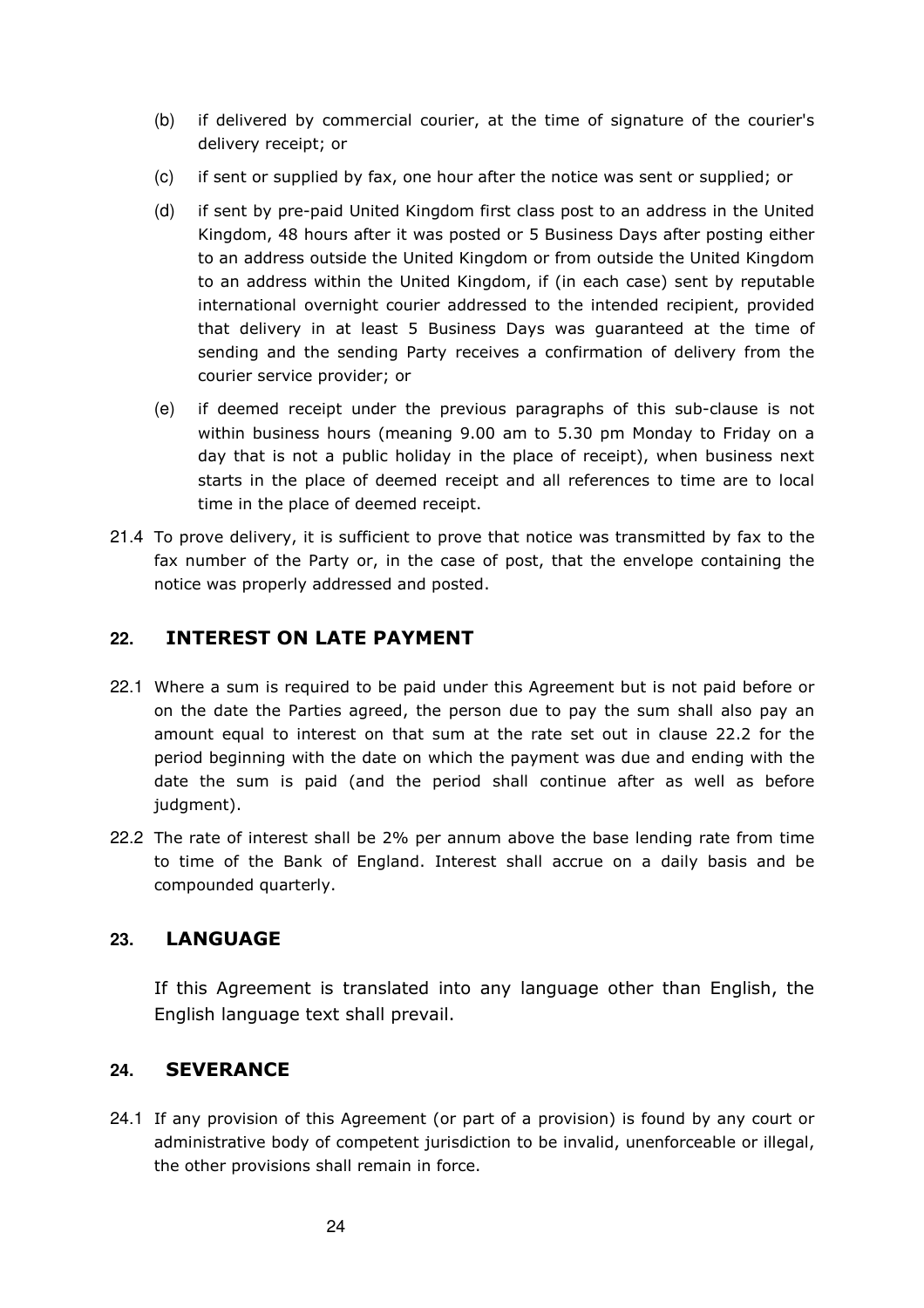(b) if delivered by commercial courier, at the time of signature of the courier's delivery receipt; or

(c) if sent or supplied by fax, one hour after the notice was sent or supplied; or

(d) if sent by pre-paid United Kingdom first class post to an address in the United Kingdom, 48 hours after it was posted or 5 Business Days after posting either to an address outside the United Kingdom or from outside the United Kingdom to an address within the United Kingdom, if (in each case) sent by reputable international overnight courier addressed to the intended recipient, provided that delivery in at least 5 Business Days was guaranteed at the time of sending and the sending Party receives a confirmation of delivery from the courier service provider; or

(e) if deemed receipt under the previous paragraphs of this sub-clause is not within business hours (meaning 9.00 am to 5.30 pm Monday to Friday on a day that is not a public holiday in the place of receipt), when business next starts in the place of deemed receipt and all references to time are to local time in the place of deemed receipt.

21.4 To prove delivery, it is sufficient to prove that notice was transmitted by fax to the fax number of the Party or, in the case of post, that the envelope containing the notice was properly addressed and posted.

## 22. INTEREST ON LATE PAYMENT

22.1 Where a sum is required to be paid under this Agreement but is not paid before or on the date the Parties agreed, the person due to pay the sum shall also pay an amount equal to interest on that sum at the rate set out in clause 22.2 for the period beginning with the date on which the payment was due and ending with the date the sum is paid (and the period shall continue after as well as before judgment).

22.2 The rate of interest shall be 2% per annum above the base lending rate from time to time of the Bank of England. Interest shall accrue on a daily basis and be compounded quarterly.

## 23. LANGUAGE

If this Agreement is translated into any language other than English, the English language text shall prevail.

## 24. SEVERANCE

24.1 If any provision of this Agreement (or part of a provision) is found by any court or administrative body of competent jurisdiction to be invalid, unenforceable or illegal, the other provisions shall remain in force.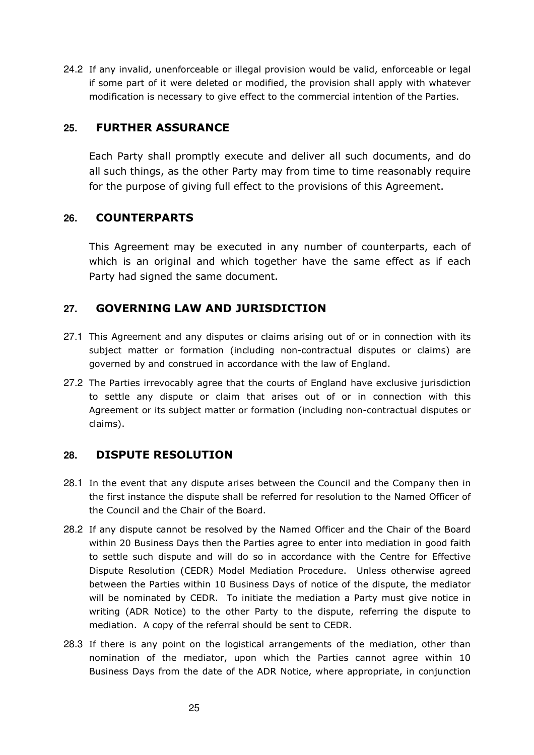24.2 If any invalid, unenforceable or illegal provision would be valid, enforceable or legal if some part of it were deleted or modified, the provision shall apply with whatever modification is necessary to give effect to the commercial intention of the Parties.

## 25. FURTHER ASSURANCE

Each Party shall promptly execute and deliver all such documents, and do all such things, as the other Party may from time to time reasonably require for the purpose of giving full effect to the provisions of this Agreement.

## 26. COUNTERPARTS

This Agreement may be executed in any number of counterparts, each of which is an original and which together have the same effect as if each Party had signed the same document.

## 27. GOVERNING LAW AND JURISDICTION

27.1 This Agreement and any disputes or claims arising out of or in connection with its subject matter or formation (including non-contractual disputes or claims) are governed by and construed in accordance with the law of England.

27.2 The Parties irrevocably agree that the courts of England have exclusive jurisdiction to settle any dispute or claim that arises out of or in connection with this Agreement or its subject matter or formation (including non-contractual disputes or claims).

## 28. DISPUTE RESOLUTION

28.1 In the event that any dispute arises between the Council and the Company then in the first instance the dispute shall be referred for resolution to the Named Officer of the Council and the Chair of the Board.

28.2 If any dispute cannot be resolved by the Named Officer and the Chair of the Board within 20 Business Days then the Parties agree to enter into mediation in good faith to settle such dispute and will do so in accordance with the Centre for Effective Dispute Resolution (CEDR) Model Mediation Procedure. Unless otherwise agreed between the Parties within 10 Business Days of notice of the dispute, the mediator will be nominated by CEDR. To initiate the mediation a Party must give notice in writing (ADR Notice) to the other Party to the dispute, referring the dispute to mediation. A copy of the referral should be sent to CEDR.

28.3 If there is any point on the logistical arrangements of the mediation, other than nomination of the mediator, upon which the Parties cannot agree within 10 Business Days from the date of the ADR Notice, where appropriate, in conjunction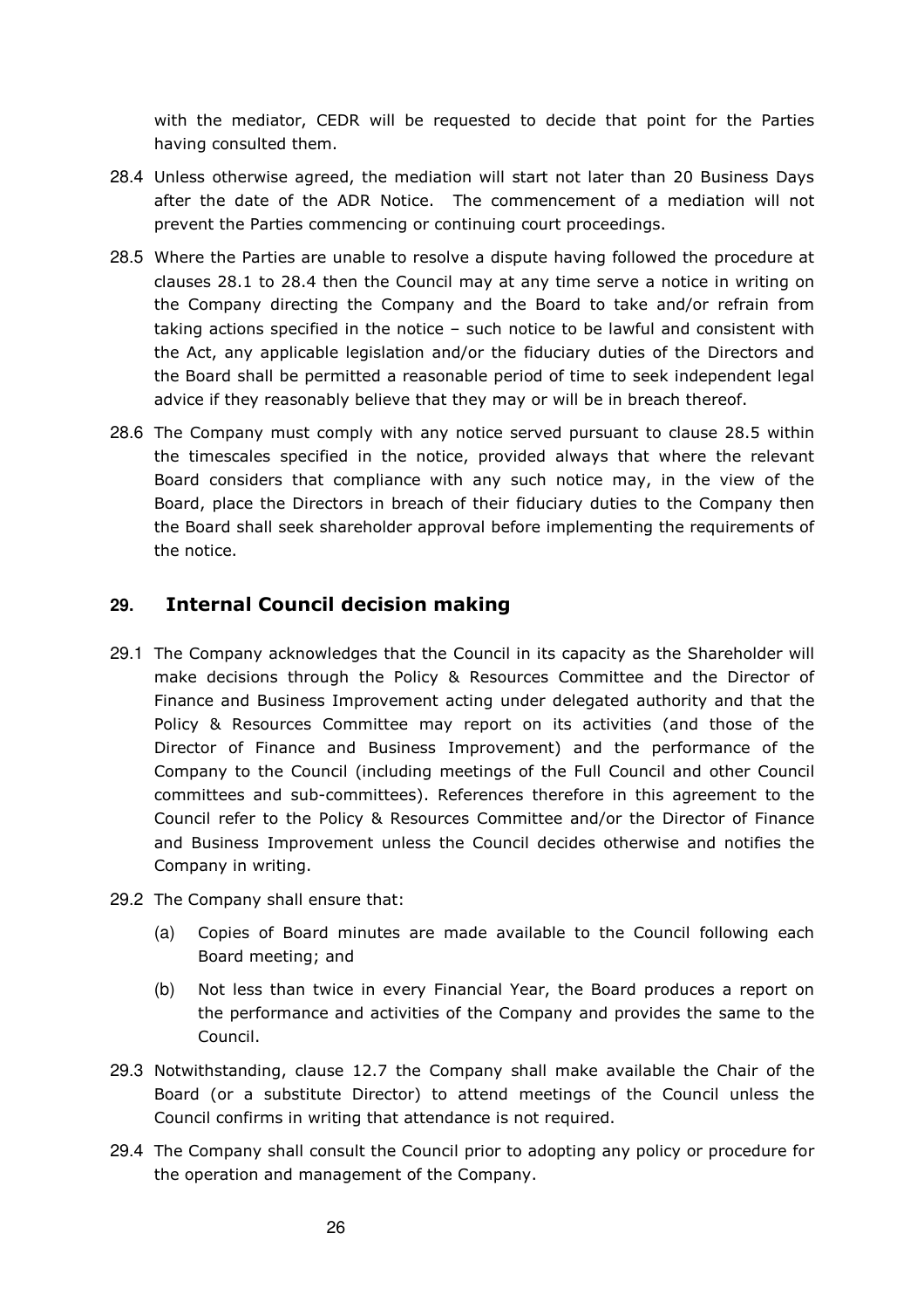with the mediator, CEDR will be requested to decide that point for the Parties having consulted them.

28.4 Unless otherwise agreed, the mediation will start not later than 20 Business Days after the date of the ADR Notice. The commencement of a mediation will not prevent the Parties commencing or continuing court proceedings.

28.5 Where the Parties are unable to resolve a dispute having followed the procedure at clauses 28.1 to 28.4 then the Council may at any time serve a notice in writing on the Company directing the Company and the Board to take and/or refrain from taking actions specified in the notice – such notice to be lawful and consistent with the Act, any applicable legislation and/or the fiduciary duties of the Directors and the Board shall be permitted a reasonable period of time to seek independent legal advice if they reasonably believe that they may or will be in breach thereof.

28.6 The Company must comply with any notice served pursuant to clause 28.5 within the timescales specified in the notice, provided always that where the relevant Board considers that compliance with any such notice may, in the view of the Board, place the Directors in breach of their fiduciary duties to the Company then the Board shall seek shareholder approval before implementing the requirements of the notice.

## 29. Internal Council decision making

29.1 The Company acknowledges that the Council in its capacity as the Shareholder will make decisions through the Policy & Resources Committee and the Director of Finance and Business Improvement acting under delegated authority and that the Policy & Resources Committee may report on its activities (and those of the Director of Finance and Business Improvement) and the performance of the Company to the Council (including meetings of the Full Council and other Council committees and sub-committees). References therefore in this agreement to the Council refer to the Policy & Resources Committee and/or the Director of Finance and Business Improvement unless the Council decides otherwise and notifies the Company in writing.

29.2 The Company shall ensure that:

(a) Copies of Board minutes are made available to the Council following each Board meeting; and

(b) Not less than twice in every Financial Year, the Board produces a report on the performance and activities of the Company and provides the same to the Council.

29.3 Notwithstanding, clause 12.7 the Company shall make available the Chair of the Board (or a substitute Director) to attend meetings of the Council unless the Council confirms in writing that attendance is not required.

29.4 The Company shall consult the Council prior to adopting any policy or procedure for the operation and management of the Company.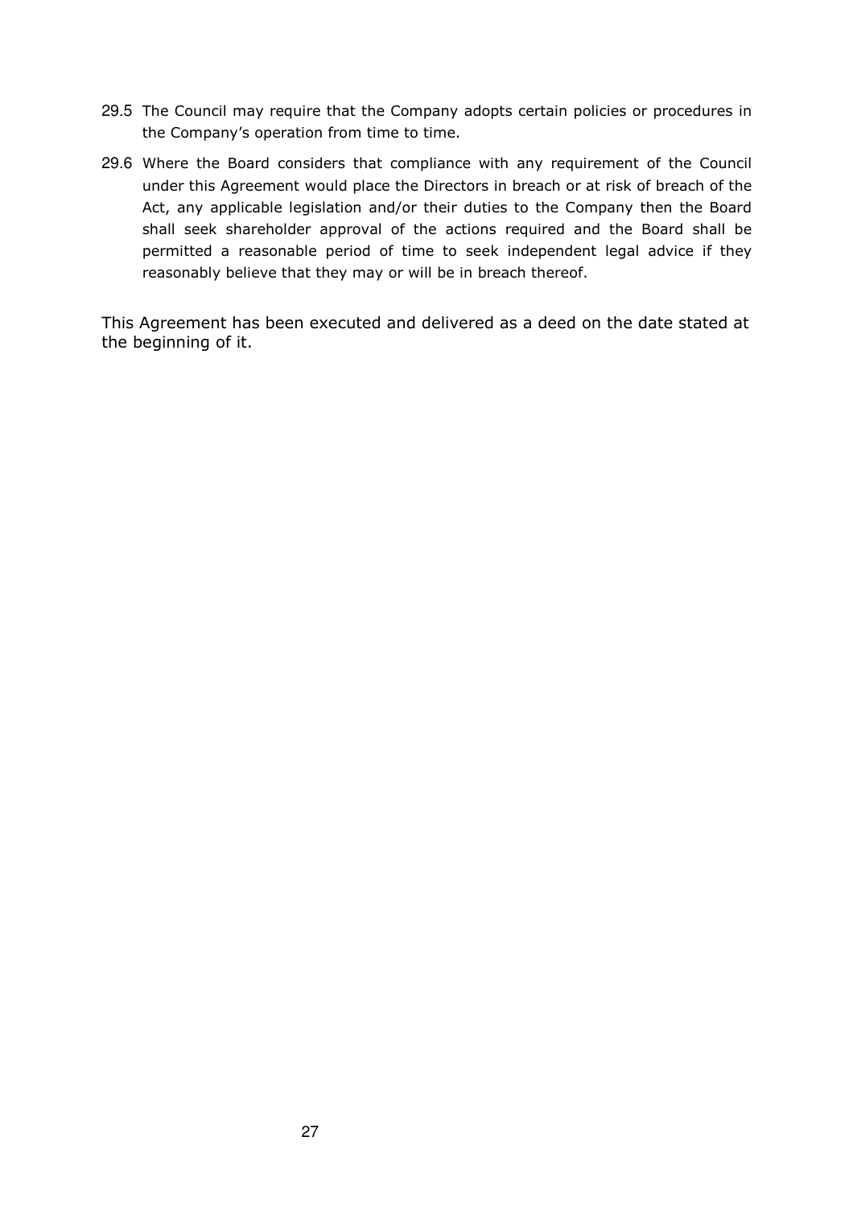29.5 The Council may require that the Company adopts certain policies or procedures in the Company's operation from time to time.

29.6 Where the Board considers that compliance with any requirement of the Council under this Agreement would place the Directors in breach or at risk of breach of the Act, any applicable legislation and/or their duties to the Company then the Board shall seek shareholder approval of the actions required and the Board shall be permitted a reasonable period of time to seek independent legal advice if they reasonably believe that they may or will be in breach thereof.

This Agreement has been executed and delivered as a deed on the date stated at the beginning of it.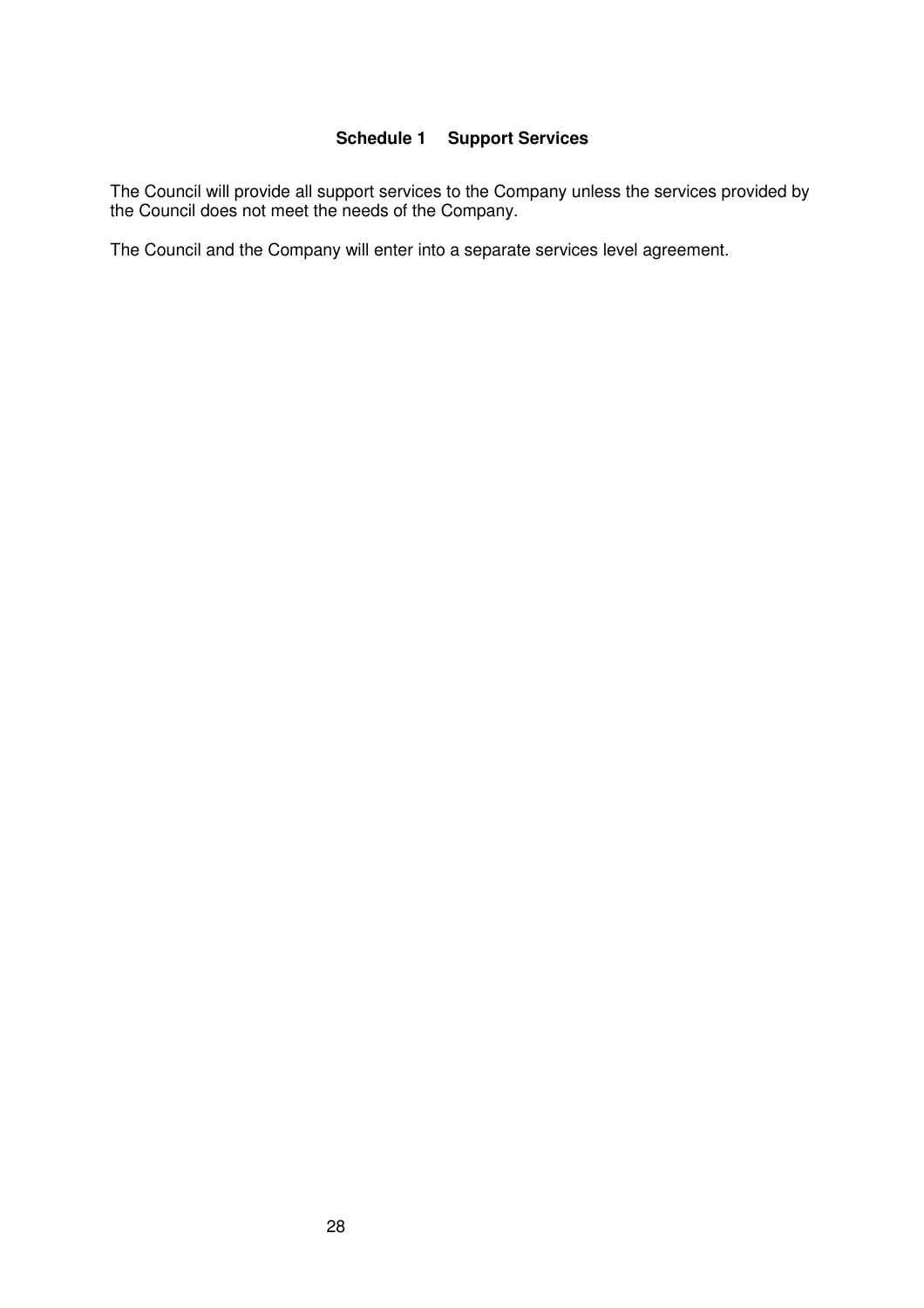## Schedule 1 Support Services

The Council will provide all support services to the Company unless the services provided by the Council does not meet the needs of the Company.

The Council and the Company will enter into a separate services level agreement.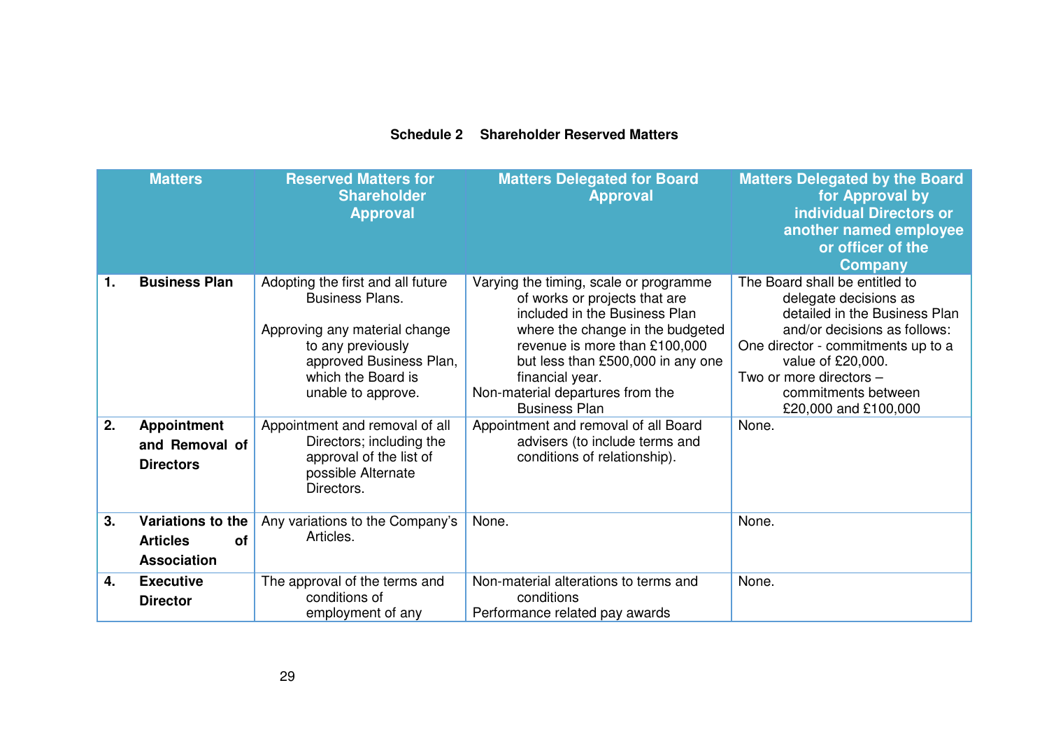**Schedule 2 Shareholder Reserved Matters**

| Matters | Reserved Matters for Shareholder Approval | Matters Delegated for Board Approval | Matters Delegated by the Board for Approval by individual Directors or another named employee or officer of the Company |
|---|---|---|---|
| 1. **Business Plan** | Adopting the first and all future Business Plans.<br><br>Approving any material change to any previously approved Business Plan, which the Board is unable to approve. | Varying the timing, scale or programme of works or projects that are included in the Business Plan where the change in the budgeted revenue is more than £100,000 but less than £500,000 in any one financial year.<br>Non-material departures from the Business Plan | The Board shall be entitled to delegate decisions as detailed in the Business Plan and/or decisions as follows:<br>One director - commitments up to a value of £20,000.<br>Two or more directors – commitments between £20,000 and £100,000 |
| 2. **Appointment and Removal of Directors** | Appointment and removal of all Directors; including the approval of the list of possible Alternate Directors. | Appointment and removal of all Board advisers (to include terms and conditions of relationship). | None. |
| 3. **Variations to the Articles of Association** | Any variations to the Company's Articles. | None. | None. |
| 4. **Executive Director** | The approval of the terms and conditions of employment of any | Non-material alterations to terms and conditions<br>Performance related pay awards | None. |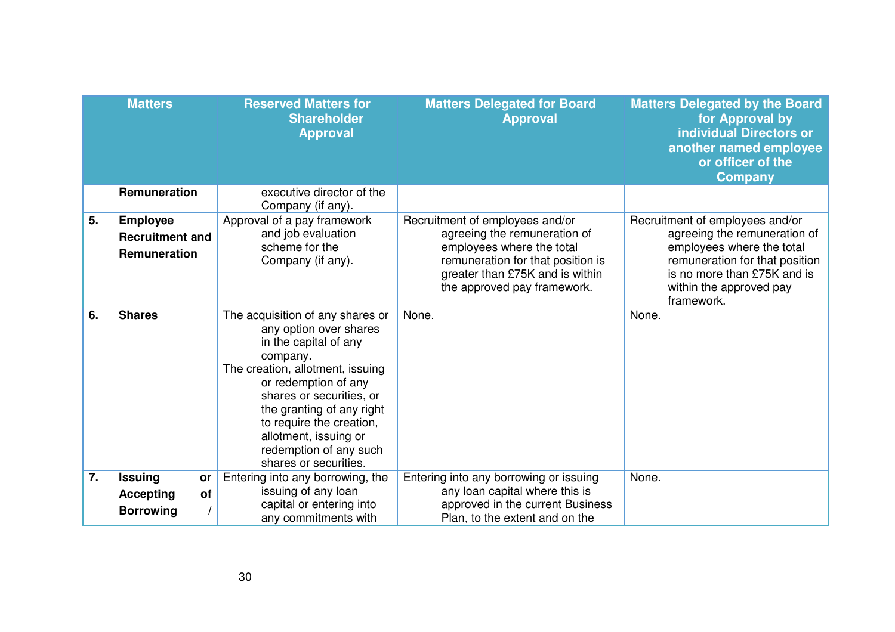| Matters | Reserved Matters for Shareholder Approval | Matters Delegated for Board Approval | Matters Delegated by the Board for Approval by individual Directors or another named employee or officer of the Company |
|---|---|---|---|
| Remuneration | executive director of the Company (if any). | | |
| 5. Employee Recruitment and Remuneration | Approval of a pay framework and job evaluation scheme for the Company (if any). | Recruitment of employees and/or agreeing the remuneration of employees where the total remuneration for that position is greater than £75K and is within the approved pay framework. | Recruitment of employees and/or agreeing the remuneration of employees where the total remuneration for that position is no more than £75K and is within the approved pay framework. |
| 6. Shares | The acquisition of any shares or any option over shares in the capital of any company.<br>The creation, allotment, issuing or redemption of any shares or securities, or the granting of any right to require the creation, allotment, issuing or redemption of any such shares or securities. | None. | None. |
| 7. Issuing or Accepting of Borrowing / | Entering into any borrowing, the issuing of any loan capital or entering into any commitments with | Entering into any borrowing or issuing any loan capital where this is approved in the current Business Plan, to the extent and on the | None. |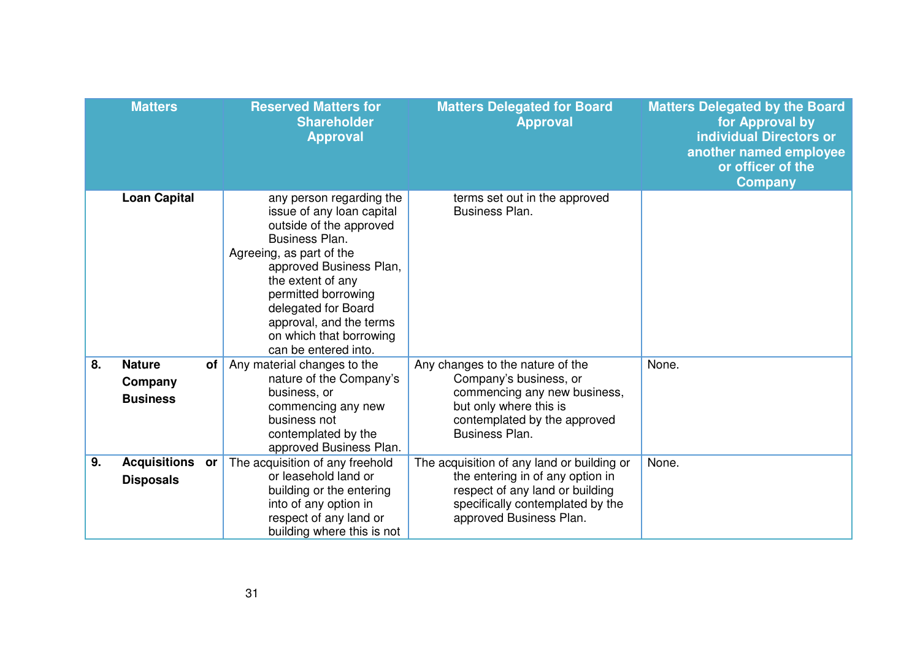| Matters | Reserved Matters for Shareholder Approval | Matters Delegated for Board Approval | Matters Delegated by the Board for Approval by individual Directors or another named employee or officer of the Company |
|---|---|---|---|
| **Loan Capital** | any person regarding the issue of any loan capital outside of the approved Business Plan.<br>Agreeing, as part of the approved Business Plan, the extent of any permitted borrowing delegated for Board approval, and the terms on which that borrowing can be entered into. | terms set out in the approved Business Plan. | |
| **8. Nature of Company Business** | Any material changes to the nature of the Company's business, or commencing any new business not contemplated by the approved Business Plan. | Any changes to the nature of the Company's business, or commencing any new business, but only where this is contemplated by the approved Business Plan. | None. |
| **9. Acquisitions or Disposals** | The acquisition of any freehold or leasehold land or building or the entering into of any option in respect of any land or building where this is not | The acquisition of any land or building or the entering in of any option in respect of any land or building specifically contemplated by the approved Business Plan. | None. |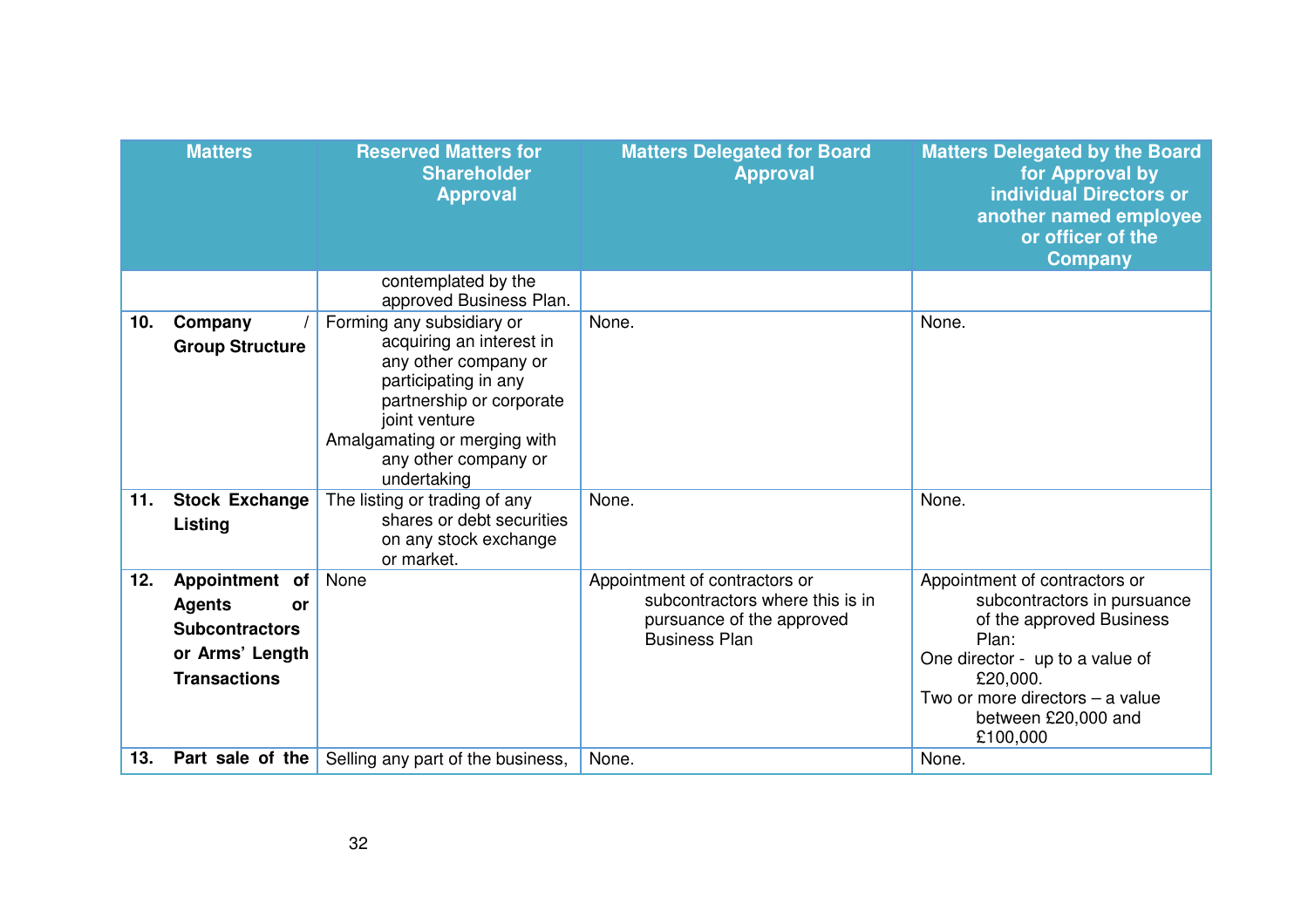| Matters | Reserved Matters for Shareholder Approval | Matters Delegated for Board Approval | Matters Delegated by the Board for Approval by individual Directors or another named employee or officer of the Company |
|---|---|---|---|
| | contemplated by the approved Business Plan. | | |
| **10. Company / Group Structure** | Forming any subsidiary or acquiring an interest in any other company or participating in any partnership or corporate joint venture<br>Amalgamating or merging with any other company or undertaking | None. | None. |
| **11. Stock Exchange Listing** | The listing or trading of any shares or debt securities on any stock exchange or market. | None. | None. |
| **12. Appointment of Agents or Subcontractors or Arms' Length Transactions** | None | Appointment of contractors or subcontractors where this is in pursuance of the approved Business Plan | Appointment of contractors or subcontractors in pursuance of the approved Business Plan:<br>One director - up to a value of £20,000.<br>Two or more directors – a value between £20,000 and £100,000 |
| **13. Part sale of the** | Selling any part of the business, | None. | None. |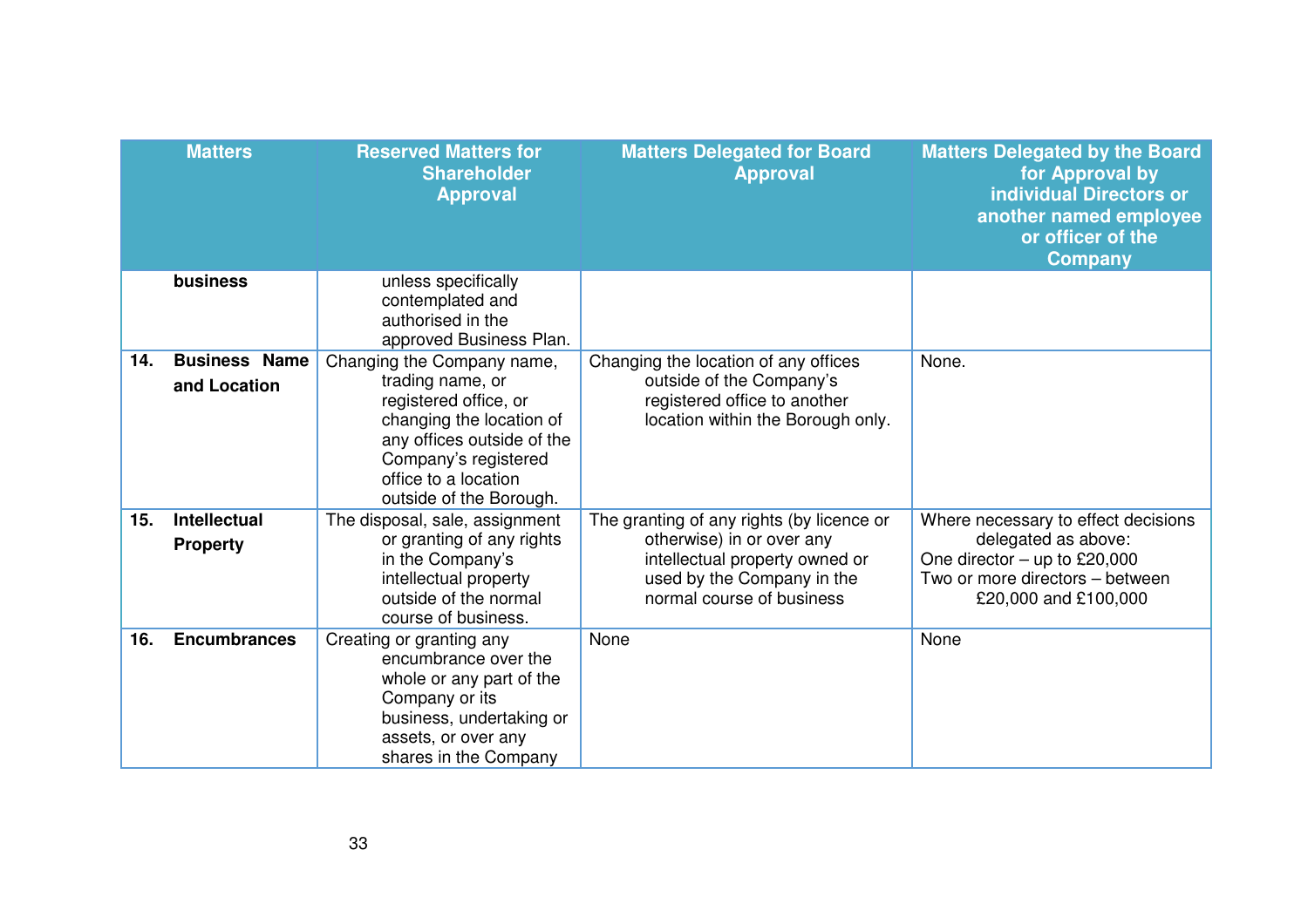| Matters | Reserved Matters for Shareholder Approval | Matters Delegated for Board Approval | Matters Delegated by the Board for Approval by individual Directors or another named employee or officer of the Company |
|---|---|---|---|
| **business** | unless specifically contemplated and authorised in the approved Business Plan. | | |
| **14. Business Name and Location** | Changing the Company name, trading name, or registered office, or changing the location of any offices outside of the Company's registered office to a location outside of the Borough. | Changing the location of any offices outside of the Company's registered office to another location within the Borough only. | None. |
| **15. Intellectual Property** | The disposal, sale, assignment or granting of any rights in the Company's intellectual property outside of the normal course of business. | The granting of any rights (by licence or otherwise) in or over any intellectual property owned or used by the Company in the normal course of business | Where necessary to effect decisions delegated as above:<br>One director – up to £20,000<br>Two or more directors – between £20,000 and £100,000 |
| **16. Encumbrances** | Creating or granting any encumbrance over the whole or any part of the Company or its business, undertaking or assets, or over any shares in the Company | None | None |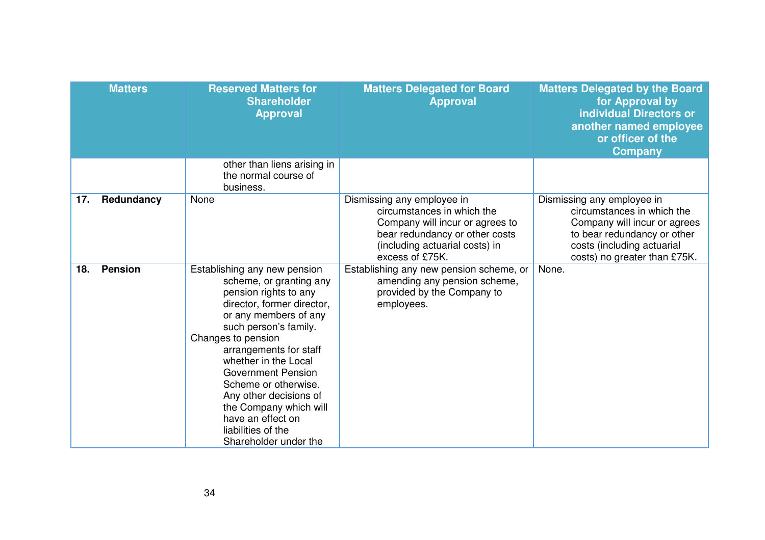| Matters | Reserved Matters for Shareholder Approval | Matters Delegated for Board Approval | Matters Delegated by the Board for Approval by individual Directors or another named employee or officer of the Company |
|---|---|---|---|
| | other than liens arising in the normal course of business. | | |
| **17. Redundancy** | None | Dismissing any employee in circumstances in which the Company will incur or agrees to bear redundancy or other costs (including actuarial costs) in excess of £75K. | Dismissing any employee in circumstances in which the Company will incur or agrees to bear redundancy or other costs (including actuarial costs) no greater than £75K. |
| **18. Pension** | Establishing any new pension scheme, or granting any pension rights to any director, former director, or any members of any such person's family.<br>Changes to pension arrangements for staff whether in the Local Government Pension Scheme or otherwise. Any other decisions of the Company which will have an effect on liabilities of the Shareholder under the | Establishing any new pension scheme, or amending any pension scheme, provided by the Company to employees. | None. |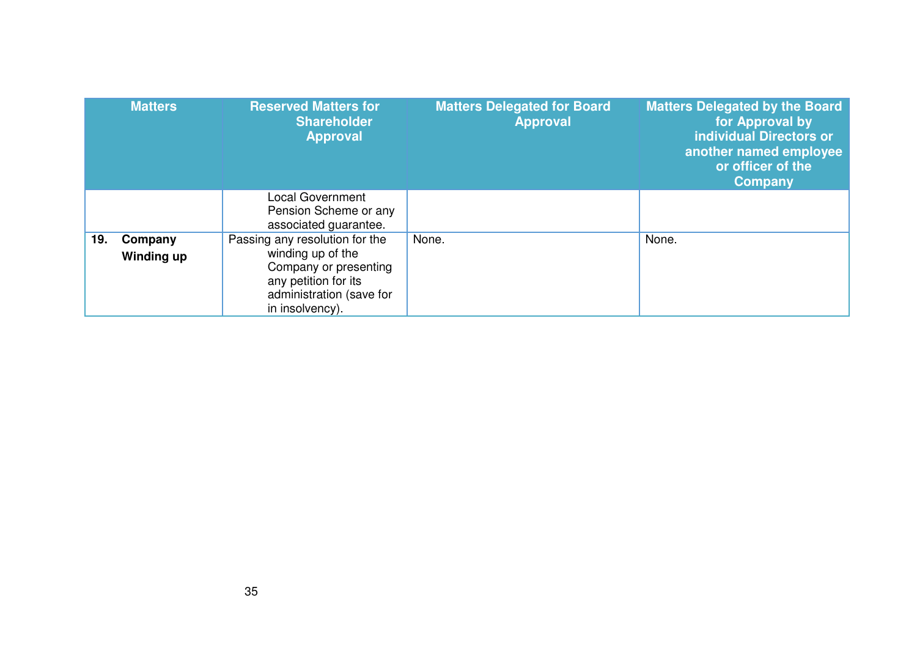| Matters | Reserved Matters for Shareholder Approval | Matters Delegated for Board Approval | Matters Delegated by the Board for Approval by individual Directors or another named employee or officer of the Company |
|---|---|---|---|
| | Local Government Pension Scheme or any associated guarantee. | | |
| **19. Company Winding up** | Passing any resolution for the winding up of the Company or presenting any petition for its administration (save for in insolvency). | None. | None. |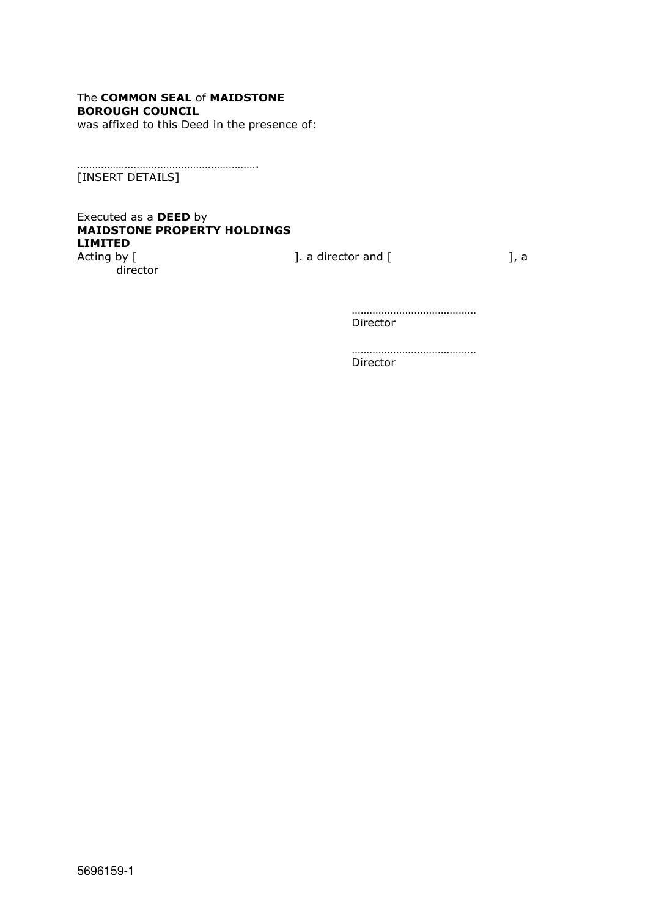The **COMMON SEAL** of **MAIDSTONE BOROUGH COUNCIL**
was affixed to this Deed in the presence of:

…………………………………………………….
[INSERT DETAILS]

Executed as a **DEED** by
**MAIDSTONE PROPERTY HOLDINGS LIMITED**
Acting by [ ]. a director and [ ], a director

……………………………………
Director

……………………………………
Director

5696159-1